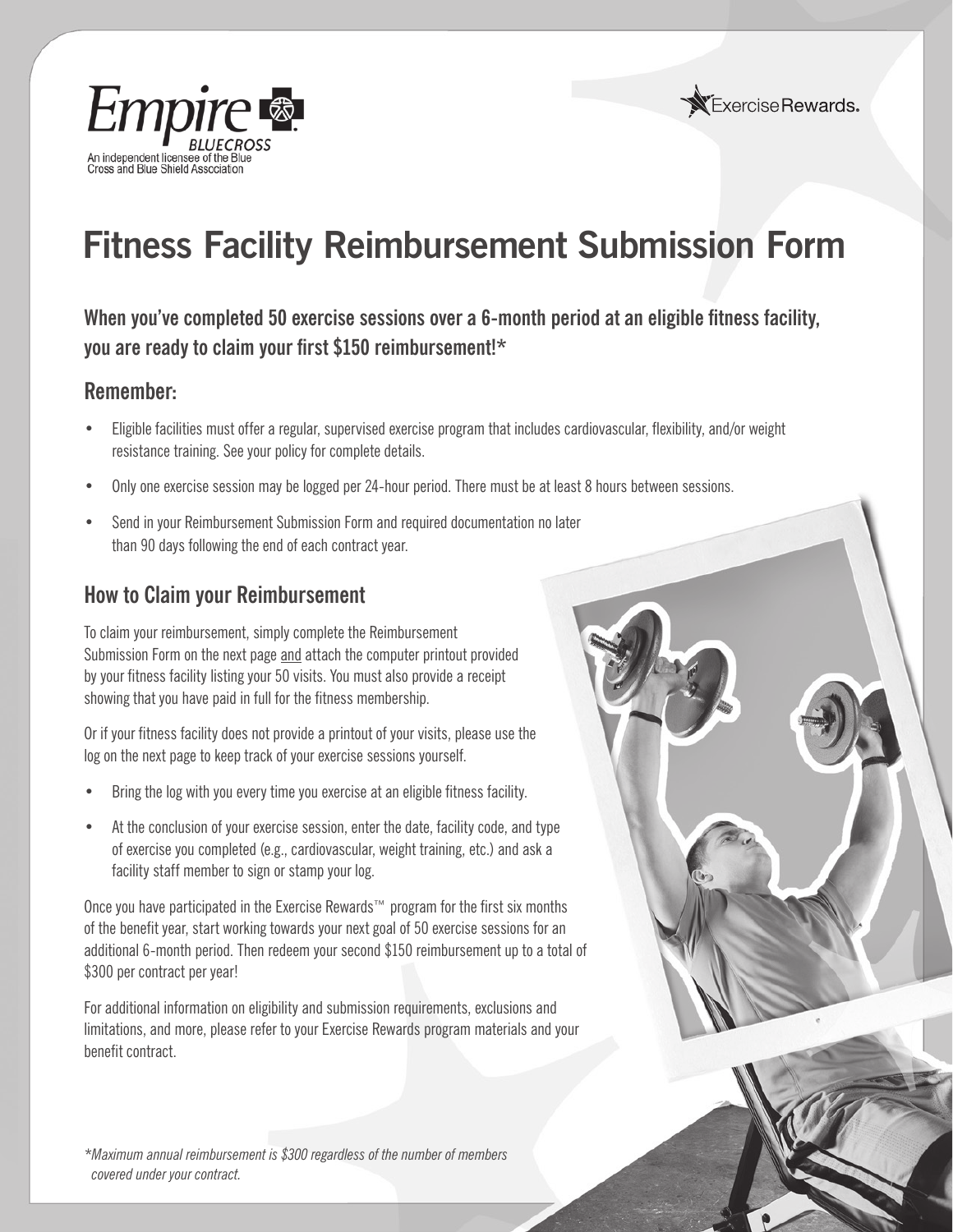Empire BLUECROSS
An independent licensee of the Blue Cross and Blue Shield Association

ExerciseRewards.

# Fitness Facility Reimbursement Submission Form

**When you've completed 50 exercise sessions over a 6-month period at an eligible fitness facility, you are ready to claim your first $150 reimbursement!***

## Remember:

- Eligible facilities must offer a regular, supervised exercise program that includes cardiovascular, flexibility, and/or weight resistance training. See your policy for complete details.
- Only one exercise session may be logged per 24-hour period. There must be at least 8 hours between sessions.
- Send in your Reimbursement Submission Form and required documentation no later than 90 days following the end of each contract year.

## How to Claim your Reimbursement

To claim your reimbursement, simply complete the Reimbursement Submission Form on the next page and attach the computer printout provided by your fitness facility listing your 50 visits. You must also provide a receipt showing that you have paid in full for the fitness membership.

Or if your fitness facility does not provide a printout of your visits, please use the log on the next page to keep track of your exercise sessions yourself.

- Bring the log with you every time you exercise at an eligible fitness facility.
- At the conclusion of your exercise session, enter the date, facility code, and type of exercise you completed (e.g., cardiovascular, weight training, etc.) and ask a facility staff member to sign or stamp your log.

Once you have participated in the Exercise Rewards™ program for the first six months of the benefit year, start working towards your next goal of 50 exercise sessions for an additional 6-month period. Then redeem your second $150 reimbursement up to a total of $300 per contract per year!

For additional information on eligibility and submission requirements, exclusions and limitations, and more, please refer to your Exercise Rewards program materials and your benefit contract.

*\*Maximum annual reimbursement is $300 regardless of the number of members covered under your contract.*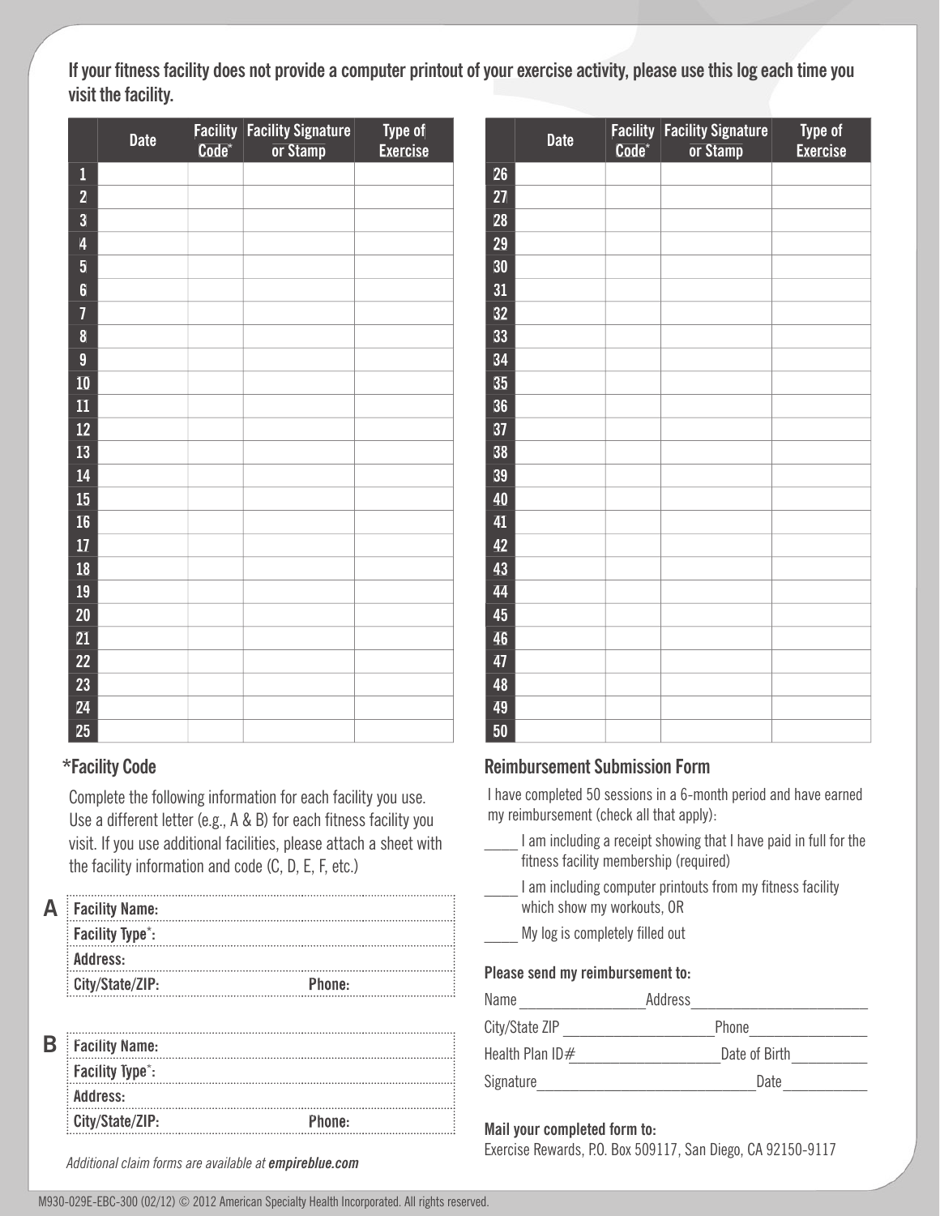If your fitness facility does not provide a computer printout of your exercise activity, please use this log each time you visit the facility.

| | Date | Facility Code* | Facility Signature or Stamp | Type of Exercise |
|---|---|---|---|---|
| 1 | | | | |
| 2 | | | | |
| 3 | | | | |
| 4 | | | | |
| 5 | | | | |
| 6 | | | | |
| 7 | | | | |
| 8 | | | | |
| 9 | | | | |
| 10 | | | | |
| 11 | | | | |
| 12 | | | | |
| 13 | | | | |
| 14 | | | | |
| 15 | | | | |
| 16 | | | | |
| 17 | | | | |
| 18 | | | | |
| 19 | | | | |
| 20 | | | | |
| 21 | | | | |
| 22 | | | | |
| 23 | | | | |
| 24 | | | | |
| 25 | | | | |

| | Date | Facility Code* | Facility Signature or Stamp | Type of Exercise |
|---|---|---|---|---|
| 26 | | | | |
| 27 | | | | |
| 28 | | | | |
| 29 | | | | |
| 30 | | | | |
| 31 | | | | |
| 32 | | | | |
| 33 | | | | |
| 34 | | | | |
| 35 | | | | |
| 36 | | | | |
| 37 | | | | |
| 38 | | | | |
| 39 | | | | |
| 40 | | | | |
| 41 | | | | |
| 42 | | | | |
| 43 | | | | |
| 44 | | | | |
| 45 | | | | |
| 46 | | | | |
| 47 | | | | |
| 48 | | | | |
| 49 | | | | |
| 50 | | | | |

## *Facility Code

Complete the following information for each facility you use. Use a different letter (e.g., A & B) for each fitness facility you visit. If you use additional facilities, please attach a sheet with the facility information and code (C, D, E, F, etc.)

**A**

**Facility Name:**

**Facility Type*:**

**Address:**

**City/State/ZIP:** **Phone:**

**B**

**Facility Name:**

**Facility Type*:**

**Address:**

**City/State/ZIP:** **Phone:**

*Additional claim forms are available at **empireblue.com***

## Reimbursement Submission Form

I have completed 50 sessions in a 6-month period and have earned my reimbursement (check all that apply):

____ I am including a receipt showing that I have paid in full for the fitness facility membership (required)

____ I am including computer printouts from my fitness facility which show my workouts, OR

____ My log is completely filled out

**Please send my reimbursement to:**

Name ________________ Address ______________________

City/State ZIP ____________________ Phone _______________

Health Plan ID# ___________________ Date of Birth __________

Signature _____________________________ Date ___________

**Mail your completed form to:**

Exercise Rewards, P.O. Box 509117, San Diego, CA 92150-9117

M930-029E-EBC-300 (02/12) © 2012 American Specialty Health Incorporated. All rights reserved.